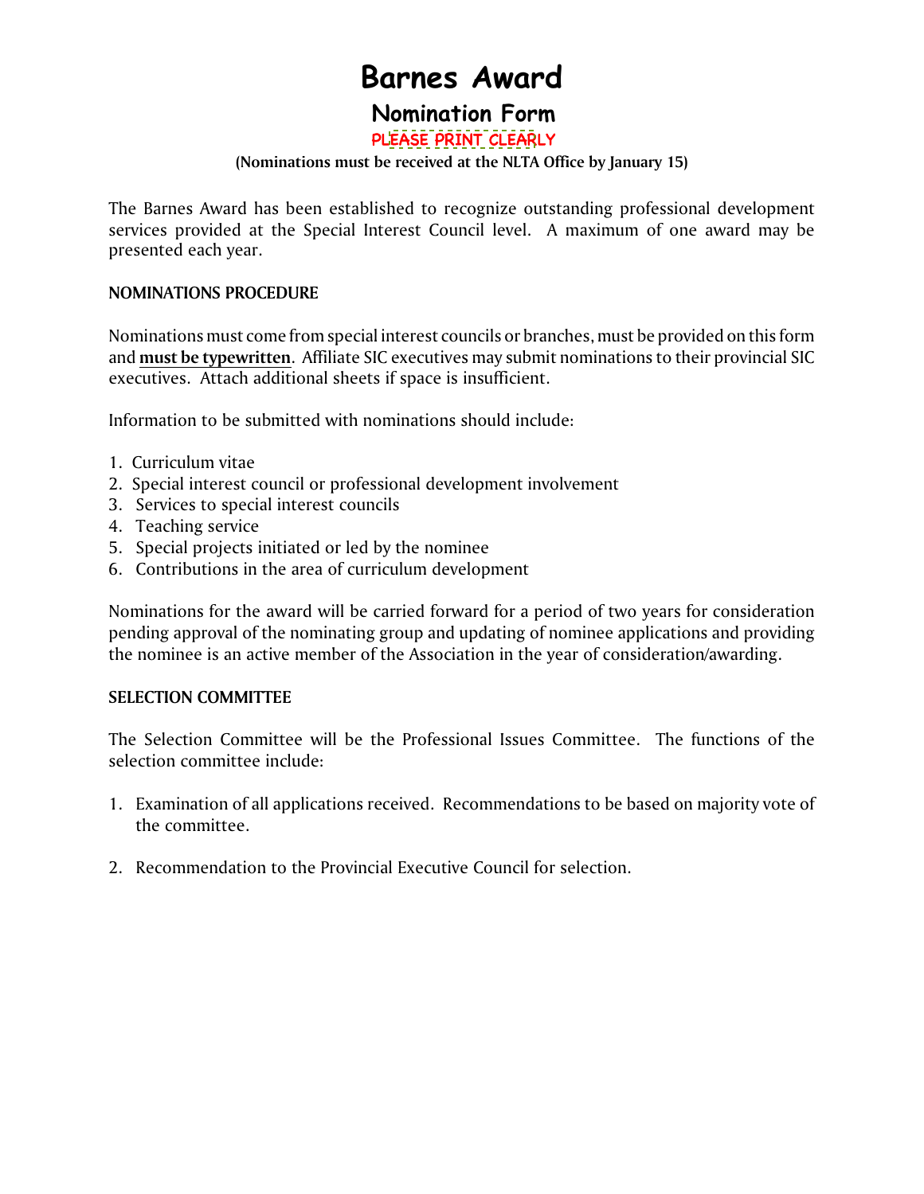# Barnes Award

## Nomination Form

PLEASE PRINT CLEARLY

**(Nominations must be received at the NLTA Office by January 15)**

The Barnes Award has been established to recognize outstanding professional development services provided at the Special Interest Council level. A maximum of one award may be presented each year.

### NOMINATIONS PROCEDURE

Nominations must come from special interest councils or branches, must be provided on this form and **must be typewritten**. Affiliate SIC executives may submit nominations to their provincial SIC executives. Attach additional sheets if space is insufficient.

Information to be submitted with nominations should include:

1. Curriculum vitae
2. Special interest council or professional development involvement
3. Services to special interest councils
4. Teaching service
5. Special projects initiated or led by the nominee
6. Contributions in the area of curriculum development

Nominations for the award will be carried forward for a period of two years for consideration pending approval of the nominating group and updating of nominee applications and providing the nominee is an active member of the Association in the year of consideration/awarding.

### SELECTION COMMITTEE

The Selection Committee will be the Professional Issues Committee. The functions of the selection committee include:

1. Examination of all applications received. Recommendations to be based on majority vote of the committee.

2. Recommendation to the Provincial Executive Council for selection.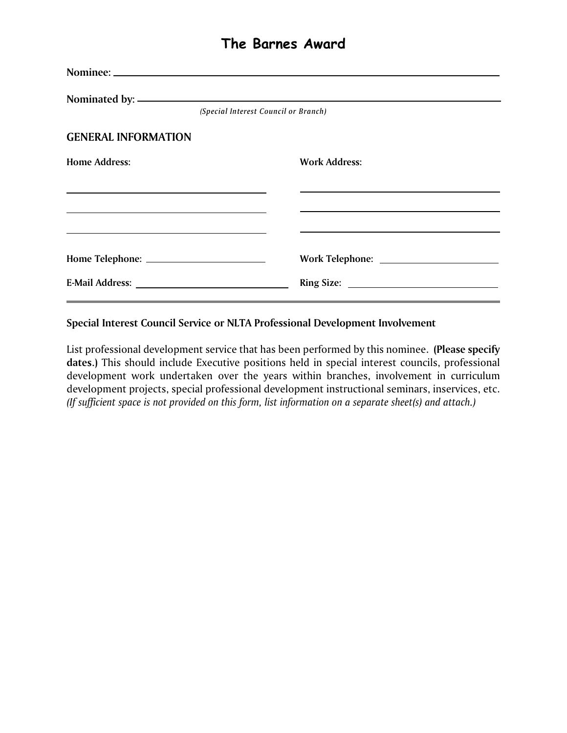# The Barnes Award

**Nominee:** ______________________________

**Nominated by:** ______________________________
*(Special Interest Council or Branch)*

## GENERAL INFORMATION

**Home Address:**

______________________________

______________________________

______________________________

**Work Address:**

______________________________

______________________________

______________________________

**Home Telephone:** ______________________

**Work Telephone:** ______________________

**E-Mail Address:** ______________________

**Ring Size:** ______________________

---

### Special Interest Council Service or NLTA Professional Development Involvement

List professional development service that has been performed by this nominee. **(Please specify dates.)** This should include Executive positions held in special interest councils, professional development work undertaken over the years within branches, involvement in curriculum development projects, special professional development instructional seminars, inservices, etc. *(If sufficient space is not provided on this form, list information on a separate sheet(s) and attach.)*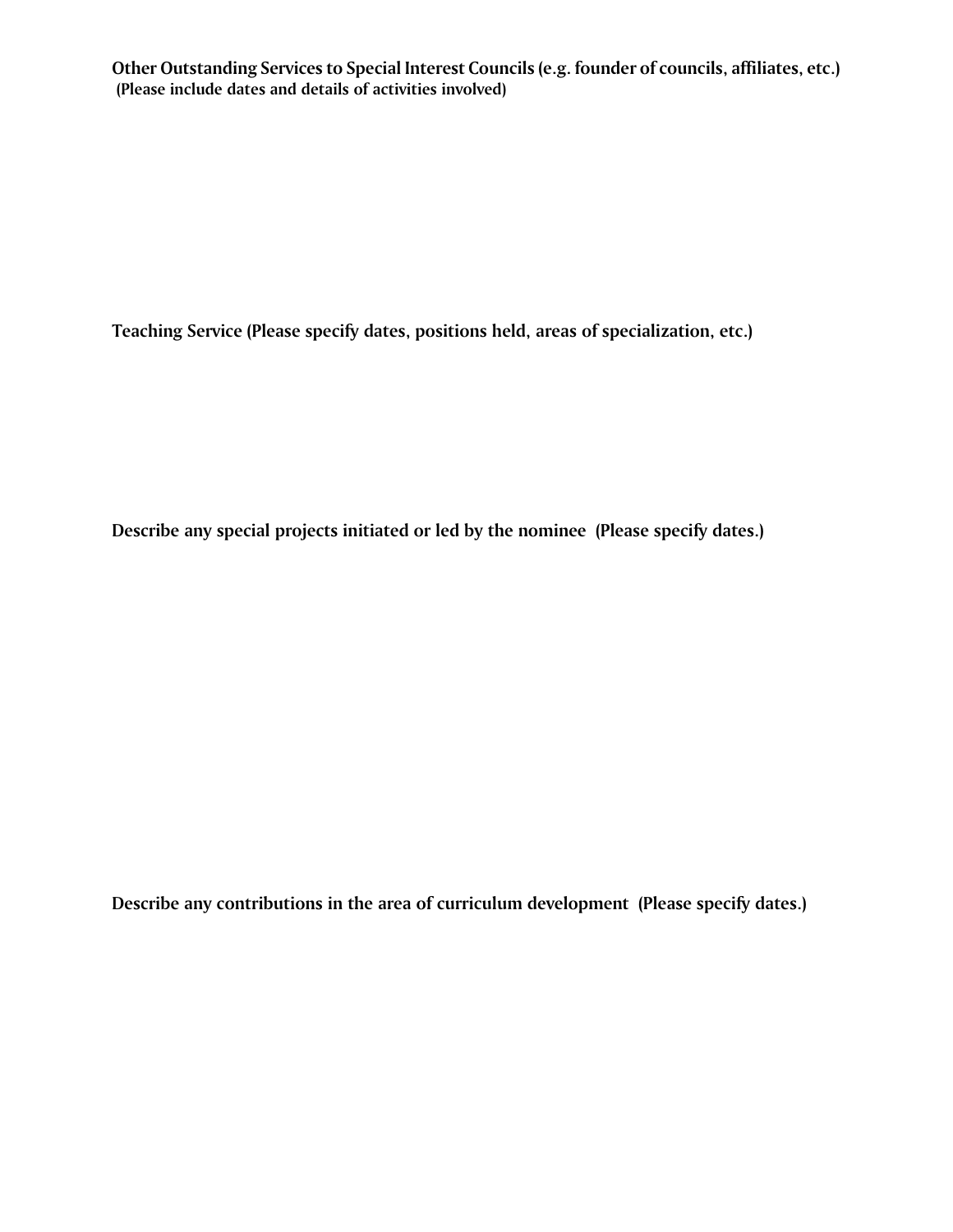**Other Outstanding Services to Special Interest Councils (e.g. founder of councils, affiliates, etc.)**
**(Please include dates and details of activities involved)**

**Teaching Service (Please specify dates, positions held, areas of specialization, etc.)**

**Describe any special projects initiated or led by the nominee (Please specify dates.)**

**Describe any contributions in the area of curriculum development (Please specify dates.)**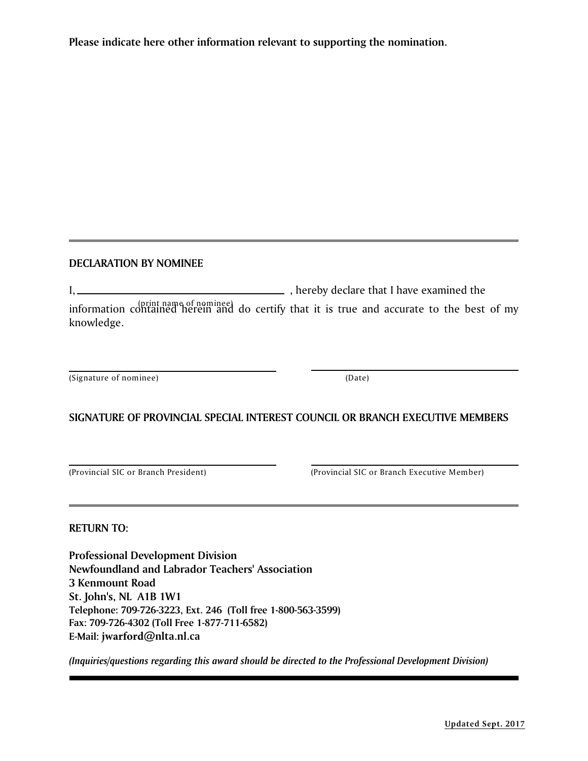**Please indicate here other information relevant to supporting the nomination.**

---

## DECLARATION BY NOMINEE

I, \_\_\_\_\_\_\_\_\_\_\_\_\_\_\_\_\_\_\_\_\_\_\_\_\_\_\_\_\_\_ , hereby declare that I have examined the information contained herein and do certify that it is true and accurate to the best of my knowledge.
(print name of nominee)

\_\_\_\_\_\_\_\_\_\_\_\_\_\_\_\_\_\_\_\_\_\_\_\_\_\_\_\_\_\_ \_\_\_\_\_\_\_\_\_\_\_\_\_\_\_\_\_\_\_\_\_\_\_\_\_\_\_\_\_\_
(Signature of nominee) (Date)

## SIGNATURE OF PROVINCIAL SPECIAL INTEREST COUNCIL OR BRANCH EXECUTIVE MEMBERS

\_\_\_\_\_\_\_\_\_\_\_\_\_\_\_\_\_\_\_\_\_\_\_\_\_\_\_\_\_\_ \_\_\_\_\_\_\_\_\_\_\_\_\_\_\_\_\_\_\_\_\_\_\_\_\_\_\_\_\_\_
(Provincial SIC or Branch President) (Provincial SIC or Branch Executive Member)

---

## RETURN TO:

**Professional Development Division**
**Newfoundland and Labrador Teachers' Association**
**3 Kenmount Road**
**St. John's, NL A1B 1W1**
**Telephone: 709-726-3223, Ext. 246 (Toll free 1-800-563-3599)**
**Fax: 709-726-4302 (Toll Free 1-877-711-6582)**
**E-Mail: jwarford@nlta.nl.ca**

***(Inquiries/questions regarding this award should be directed to the Professional Development Division)***

---

**Updated Sept. 2017**